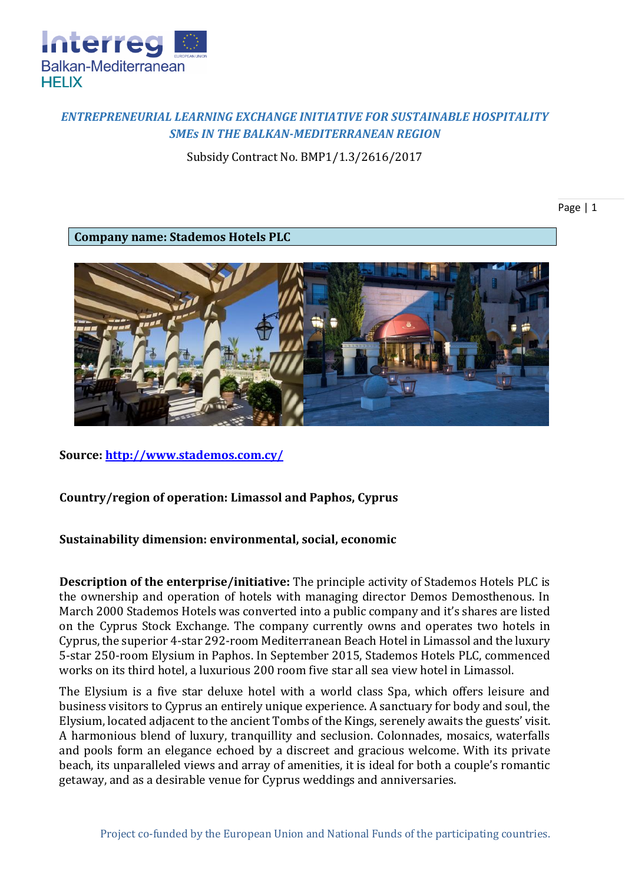***ENTREPRENEURIAL LEARNING EXCHANGE INITIATIVE FOR SUSTAINABLE HOSPITALITY SMEs IN THE BALKAN-MEDITERRANEAN REGION***

Subsidy Contract No. BMP1/1.3/2616/2017

**Company name: Stademos Hotels PLC**

**Source: [http://www.stademos.com.cy/](http://www.stademos.com.cy/)**

**Country/region of operation: Limassol and Paphos, Cyprus**

**Sustainability dimension: environmental, social, economic**

**Description of the enterprise/initiative:** The principle activity of Stademos Hotels PLC is the ownership and operation of hotels with managing director Demos Demosthenous. In March 2000 Stademos Hotels was converted into a public company and it's shares are listed on the Cyprus Stock Exchange. The company currently owns and operates two hotels in Cyprus, the superior 4-star 292-room Mediterranean Beach Hotel in Limassol and the luxury 5-star 250-room Elysium in Paphos. In September 2015, Stademos Hotels PLC, commenced works on its third hotel, a luxurious 200 room five star all sea view hotel in Limassol.

The Elysium is a five star deluxe hotel with a world class Spa, which offers leisure and business visitors to Cyprus an entirely unique experience. A sanctuary for body and soul, the Elysium, located adjacent to the ancient Tombs of the Kings, serenely awaits the guests' visit. A harmonious blend of luxury, tranquillity and seclusion. Colonnades, mosaics, waterfalls and pools form an elegance echoed by a discreet and gracious welcome. With its private beach, its unparalleled views and array of amenities, it is ideal for both a couple's romantic getaway, and as a desirable venue for Cyprus weddings and anniversaries.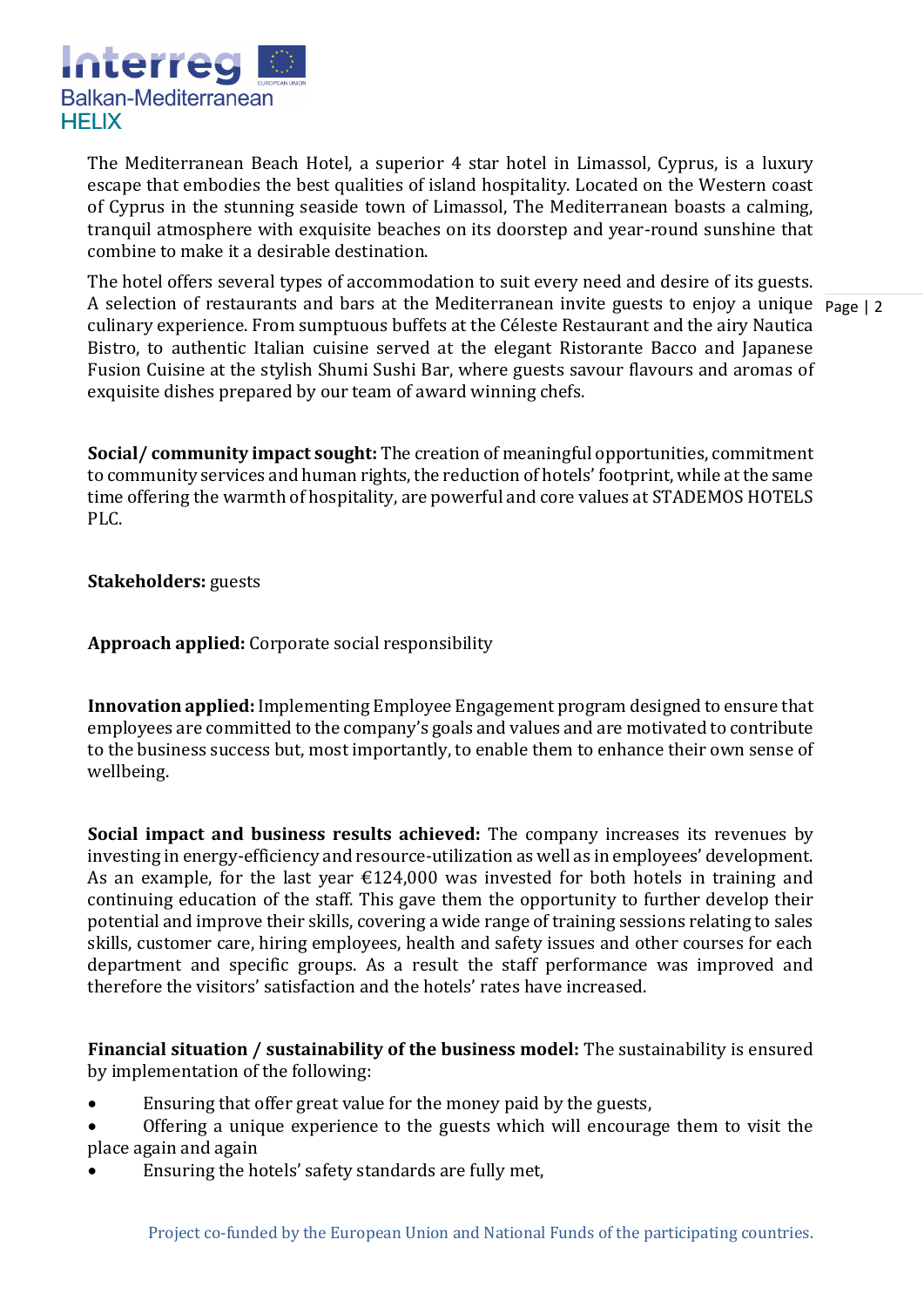The Mediterranean Beach Hotel, a superior 4 star hotel in Limassol, Cyprus, is a luxury escape that embodies the best qualities of island hospitality. Located on the Western coast of Cyprus in the stunning seaside town of Limassol, The Mediterranean boasts a calming, tranquil atmosphere with exquisite beaches on its doorstep and year-round sunshine that combine to make it a desirable destination.

The hotel offers several types of accommodation to suit every need and desire of its guests. A selection of restaurants and bars at the Mediterranean invite guests to enjoy a unique culinary experience. From sumptuous buffets at the Céleste Restaurant and the airy Nautica Bistro, to authentic Italian cuisine served at the elegant Ristorante Bacco and Japanese Fusion Cuisine at the stylish Shumi Sushi Bar, where guests savour flavours and aromas of exquisite dishes prepared by our team of award winning chefs.

**Social/ community impact sought:** The creation of meaningful opportunities, commitment to community services and human rights, the reduction of hotels' footprint, while at the same time offering the warmth of hospitality, are powerful and core values at STADEMOS HOTELS PLC.

**Stakeholders:** guests

**Approach applied:** Corporate social responsibility

**Innovation applied:** Implementing Employee Engagement program designed to ensure that employees are committed to the company's goals and values and are motivated to contribute to the business success but, most importantly, to enable them to enhance their own sense of wellbeing.

**Social impact and business results achieved:** The company increases its revenues by investing in energy-efficiency and resource-utilization as well as in employees' development. As an example, for the last year €124,000 was invested for both hotels in training and continuing education of the staff. This gave them the opportunity to further develop their potential and improve their skills, covering a wide range of training sessions relating to sales skills, customer care, hiring employees, health and safety issues and other courses for each department and specific groups. As a result the staff performance was improved and therefore the visitors' satisfaction and the hotels' rates have increased.

**Financial situation / sustainability of the business model:** The sustainability is ensured by implementation of the following:

- Ensuring that offer great value for the money paid by the guests,
- Offering a unique experience to the guests which will encourage them to visit the place again and again
- Ensuring the hotels' safety standards are fully met,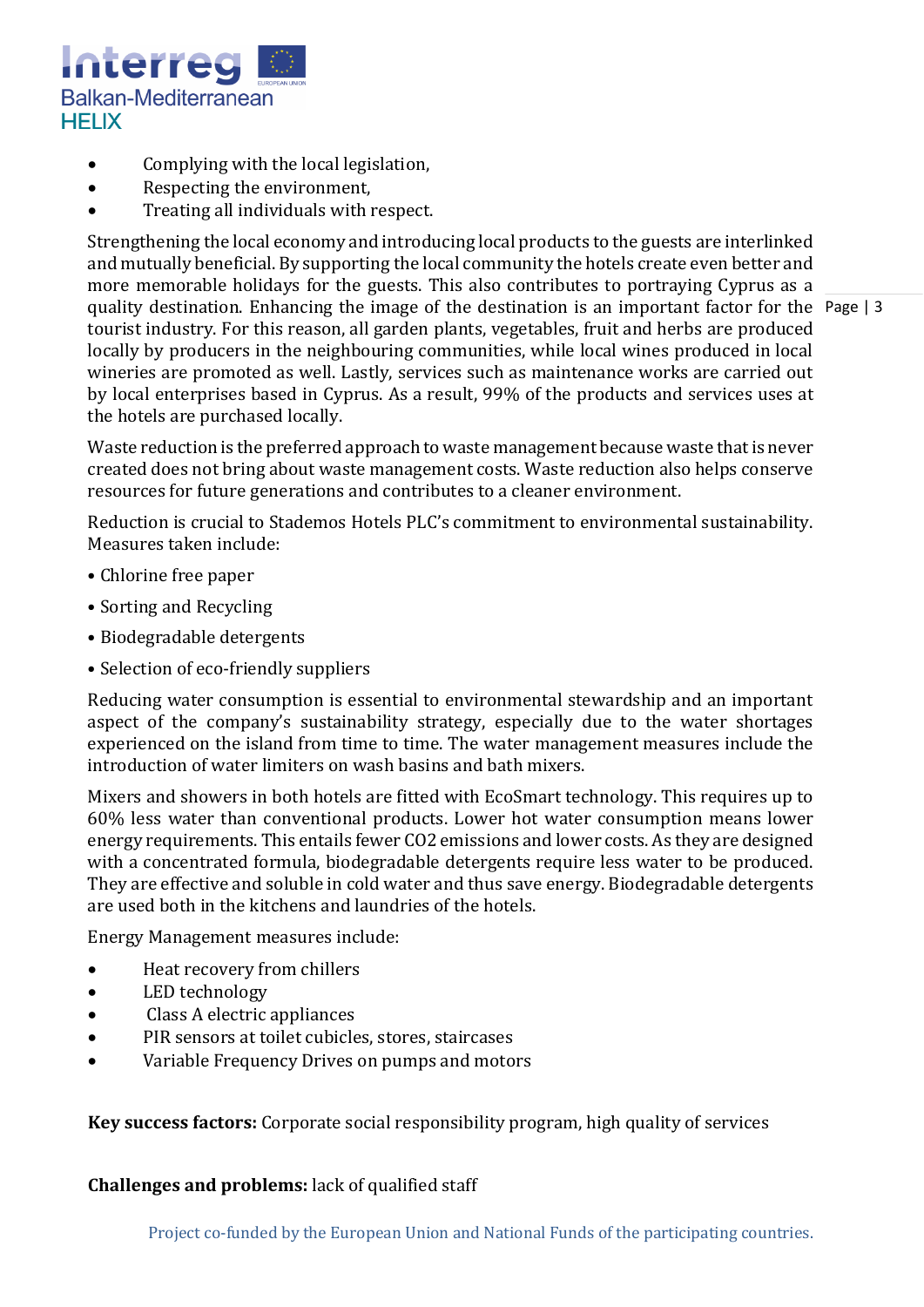- Complying with the local legislation,
- Respecting the environment,
- Treating all individuals with respect.

Strengthening the local economy and introducing local products to the guests are interlinked and mutually beneficial. By supporting the local community the hotels create even better and more memorable holidays for the guests. This also contributes to portraying Cyprus as a quality destination. Enhancing the image of the destination is an important factor for the tourist industry. For this reason, all garden plants, vegetables, fruit and herbs are produced locally by producers in the neighbouring communities, while local wines produced in local wineries are promoted as well. Lastly, services such as maintenance works are carried out by local enterprises based in Cyprus. As a result, 99% of the products and services uses at the hotels are purchased locally.

Waste reduction is the preferred approach to waste management because waste that is never created does not bring about waste management costs. Waste reduction also helps conserve resources for future generations and contributes to a cleaner environment.

Reduction is crucial to Stademos Hotels PLC's commitment to environmental sustainability. Measures taken include:

- Chlorine free paper
- Sorting and Recycling
- Biodegradable detergents
- Selection of eco-friendly suppliers

Reducing water consumption is essential to environmental stewardship and an important aspect of the company's sustainability strategy, especially due to the water shortages experienced on the island from time to time. The water management measures include the introduction of water limiters on wash basins and bath mixers.

Mixers and showers in both hotels are fitted with EcoSmart technology. This requires up to 60% less water than conventional products. Lower hot water consumption means lower energy requirements. This entails fewer $CO_2$ emissions and lower costs. As they are designed with a concentrated formula, biodegradable detergents require less water to be produced. They are effective and soluble in cold water and thus save energy. Biodegradable detergents are used both in the kitchens and laundries of the hotels.

Energy Management measures include:

- Heat recovery from chillers
- LED technology
- Class A electric appliances
- PIR sensors at toilet cubicles, stores, staircases
- Variable Frequency Drives on pumps and motors

**Key success factors:** Corporate social responsibility program, high quality of services

**Challenges and problems:** lack of qualified staff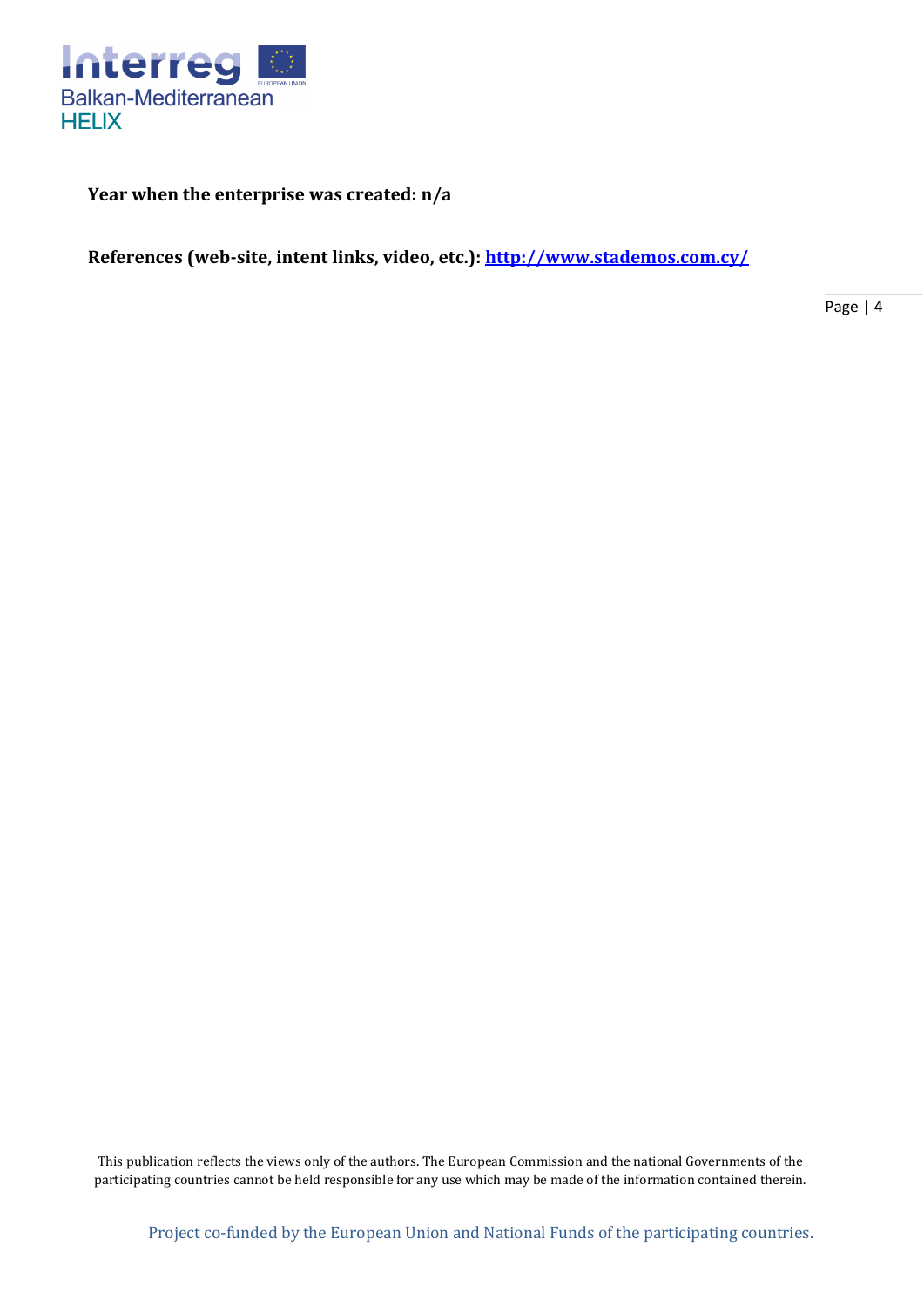**Year when the enterprise was created: n/a**

**References (web-site, intent links, video, etc.): [http://www.stademos.com.cy/](http://www.stademos.com.cy/)**